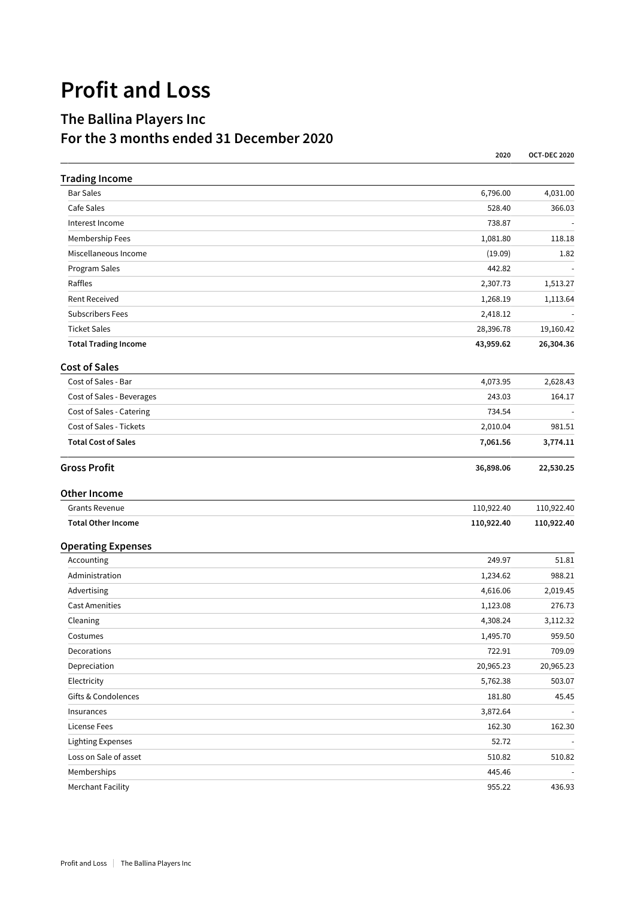# Profit and Loss

## The Ballina Players Inc
## For the 3 months ended 31 December 2020

| | 2020 | OCT-DEC 2020 |
|---|---|---|
| **Trading Income** | | |
| Bar Sales | 6,796.00 | 4,031.00 |
| Cafe Sales | 528.40 | 366.03 |
| Interest Income | 738.87 | - |
| Membership Fees | 1,081.80 | 118.18 |
| Miscellaneous Income | (19.09) | 1.82 |
| Program Sales | 442.82 | - |
| Raffles | 2,307.73 | 1,513.27 |
| Rent Received | 1,268.19 | 1,113.64 |
| Subscribers Fees | 2,418.12 | - |
| Ticket Sales | 28,396.78 | 19,160.42 |
| **Total Trading Income** | **43,959.62** | **26,304.36** |
| **Cost of Sales** | | |
| Cost of Sales - Bar | 4,073.95 | 2,628.43 |
| Cost of Sales - Beverages | 243.03 | 164.17 |
| Cost of Sales - Catering | 734.54 | - |
| Cost of Sales - Tickets | 2,010.04 | 981.51 |
| **Total Cost of Sales** | **7,061.56** | **3,774.11** |
| **Gross Profit** | **36,898.06** | **22,530.25** |
| **Other Income** | | |
| Grants Revenue | 110,922.40 | 110,922.40 |
| **Total Other Income** | **110,922.40** | **110,922.40** |
| **Operating Expenses** | | |
| Accounting | 249.97 | 51.81 |
| Administration | 1,234.62 | 988.21 |
| Advertising | 4,616.06 | 2,019.45 |
| Cast Amenities | 1,123.08 | 276.73 |
| Cleaning | 4,308.24 | 3,112.32 |
| Costumes | 1,495.70 | 959.50 |
| Decorations | 722.91 | 709.09 |
| Depreciation | 20,965.23 | 20,965.23 |
| Electricity | 5,762.38 | 503.07 |
| Gifts & Condolences | 181.80 | 45.45 |
| Insurances | 3,872.64 | - |
| License Fees | 162.30 | 162.30 |
| Lighting Expenses | 52.72 | - |
| Loss on Sale of asset | 510.82 | 510.82 |
| Memberships | 445.46 | - |
| Merchant Facility | 955.22 | 436.93 |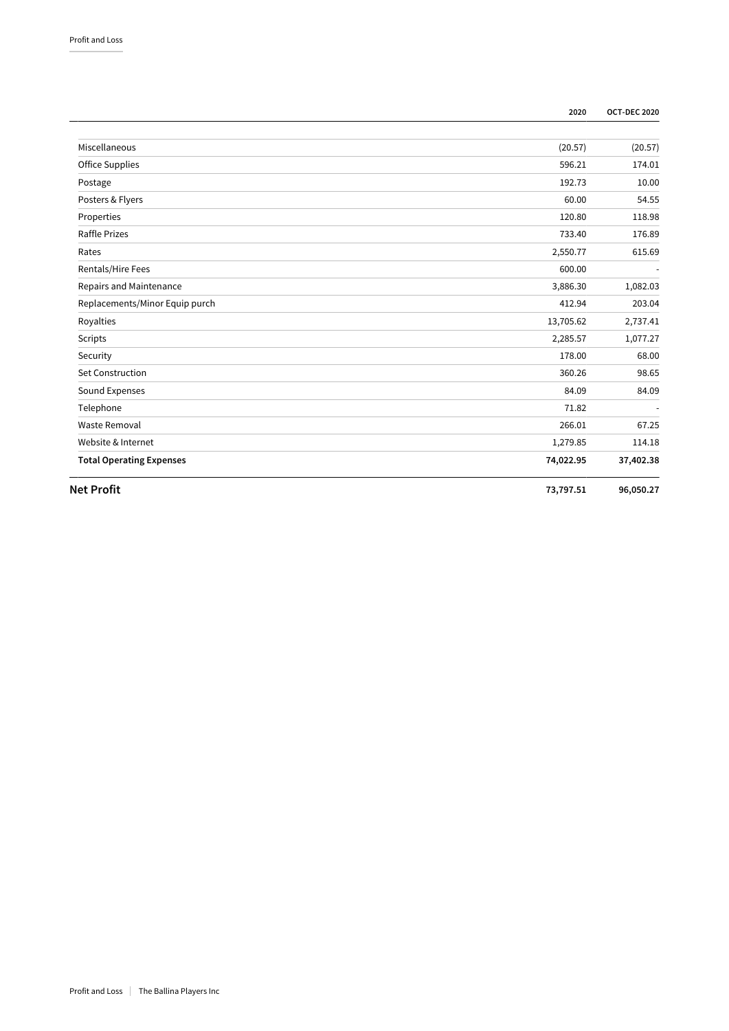| | 2020 | OCT-DEC 2020 |
|---|---|---|
| Miscellaneous | (20.57) | (20.57) |
| Office Supplies | 596.21 | 174.01 |
| Postage | 192.73 | 10.00 |
| Posters & Flyers | 60.00 | 54.55 |
| Properties | 120.80 | 118.98 |
| Raffle Prizes | 733.40 | 176.89 |
| Rates | 2,550.77 | 615.69 |
| Rentals/Hire Fees | 600.00 | - |
| Repairs and Maintenance | 3,886.30 | 1,082.03 |
| Replacements/Minor Equip purch | 412.94 | 203.04 |
| Royalties | 13,705.62 | 2,737.41 |
| Scripts | 2,285.57 | 1,077.27 |
| Security | 178.00 | 68.00 |
| Set Construction | 360.26 | 98.65 |
| Sound Expenses | 84.09 | 84.09 |
| Telephone | 71.82 | - |
| Waste Removal | 266.01 | 67.25 |
| Website & Internet | 1,279.85 | 114.18 |
| **Total Operating Expenses** | **74,022.95** | **37,402.38** |
| **Net Profit** | **73,797.51** | **96,050.27** |